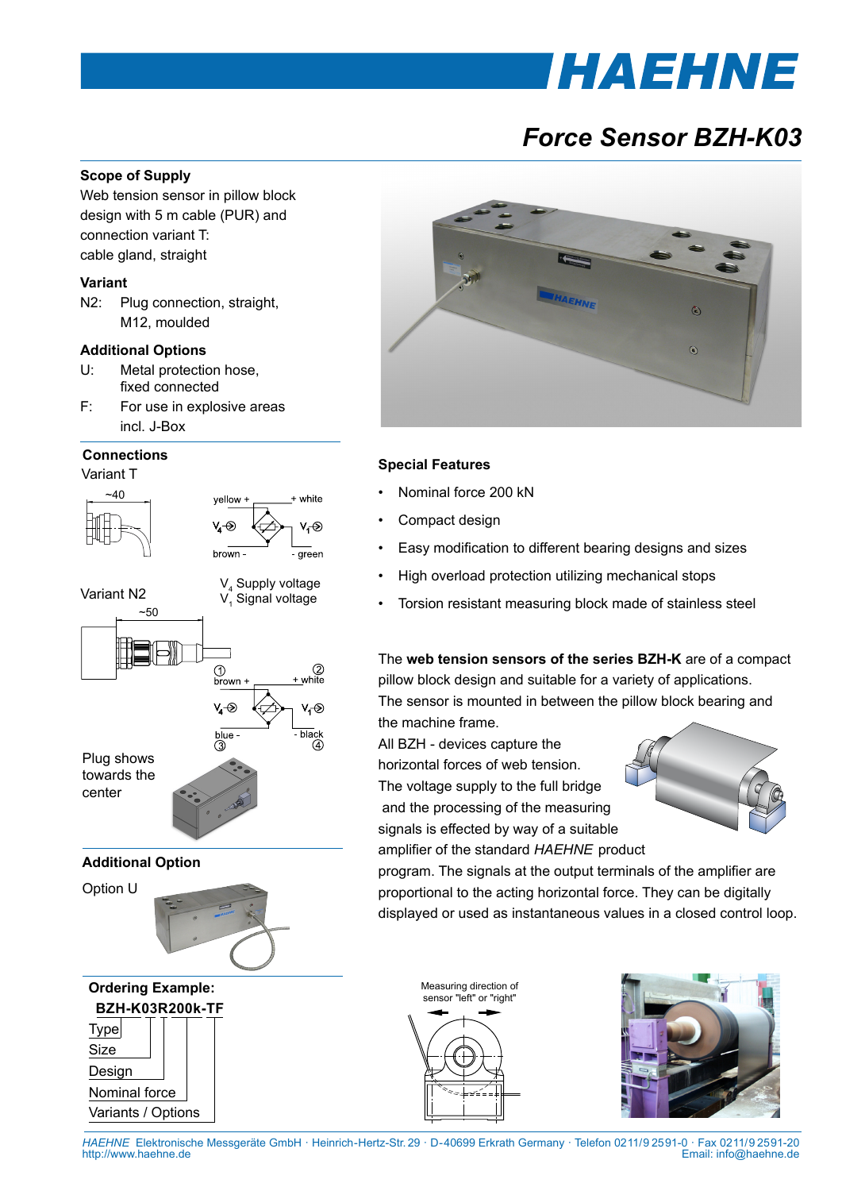# Force Sensor BZH-K03

## Scope of Supply

Web tension sensor in pillow block design with 5 m cable (PUR) and connection variant T: cable gland, straight

## Variant

N2: Plug connection, straight, M12, moulded

## Additional Options

U: Metal protection hose, fixed connected

F: For use in explosive areas incl. J-Box

## Connections

Variant T

~40

yellow + / + white

$V_4$ / $V_1$

brown - / - green

$V_4$ Supply voltage
$V_1$ Signal voltage

Variant N2

~50

① brown + / ② + white

$V_4$ / $V_1$

③ blue - / ④ - black

Plug shows towards the center

## Additional Option

Option U

## Ordering Example:

**BZH-K03R200k-TF**

- Type
- Size
- Design
- Nominal force
- Variants / Options

## Special Features

- Nominal force 200 kN
- Compact design
- Easy modification to different bearing designs and sizes
- High overload protection utilizing mechanical stops
- Torsion resistant measuring block made of stainless steel

The **web tension sensors of the series BZH-K** are of a compact pillow block design and suitable for a variety of applications. The sensor is mounted in between the pillow block bearing and the machine frame.

All BZH - devices capture the horizontal forces of web tension. The voltage supply to the full bridge and the processing of the measuring signals is effected by way of a suitable amplifier of the standard *HAEHNE* product program. The signals at the output terminals of the amplifier are proportional to the acting horizontal force. They can be digitally displayed or used as instantaneous values in a closed control loop.

Measuring direction of sensor "left" or "right"

*HAEHNE* Elektronische Messgeräte GmbH · Heinrich-Hertz-Str. 29 · D-40699 Erkrath Germany · Telefon 0211/9 2591-0 · Fax 0211/9 2591-20
http://www.haehne.de Email: info@haehne.de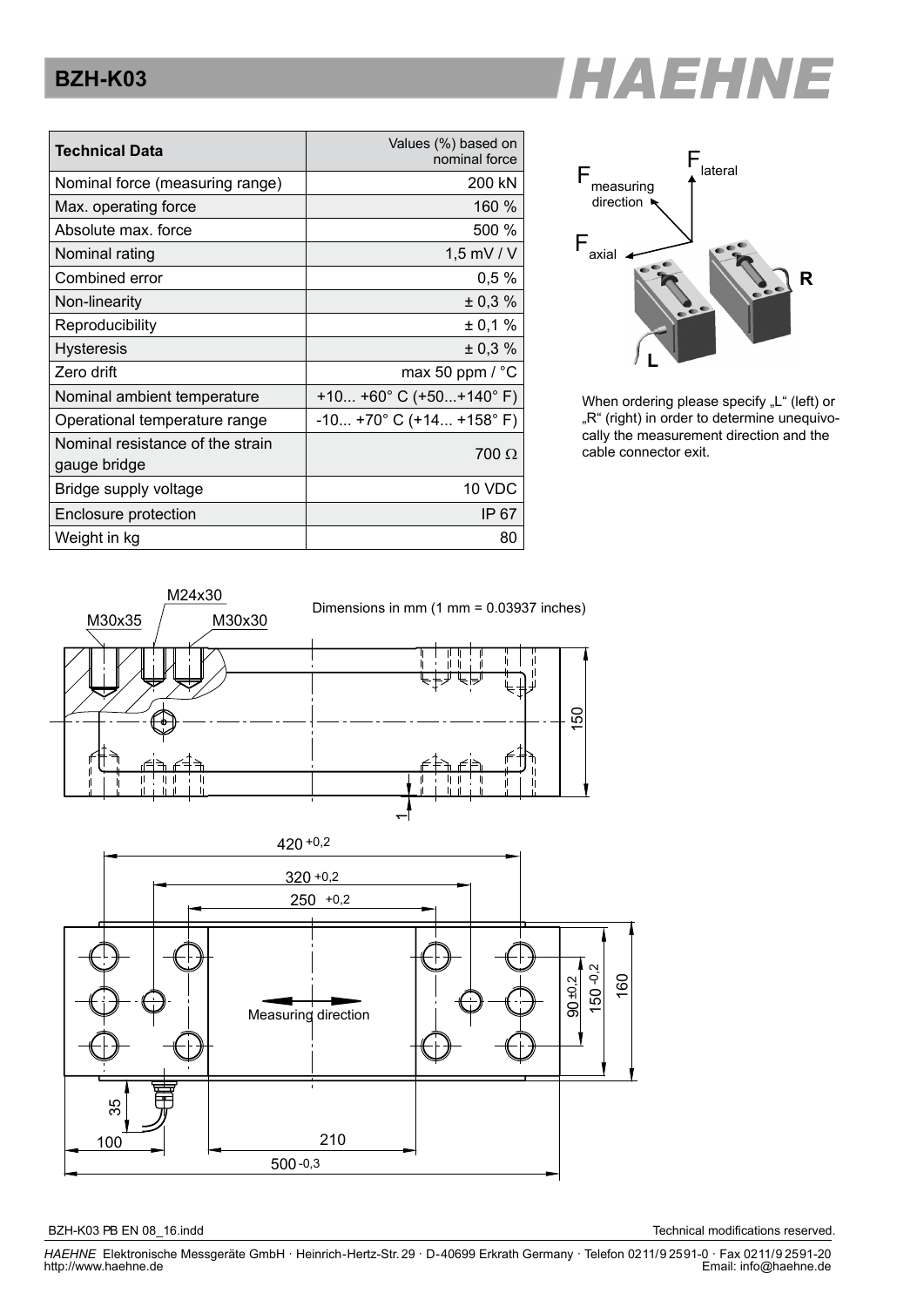# BZH-K03

**HAEHNE**

| Technical Data | Values (%) based on nominal force |
|---|---|
| Nominal force (measuring range) | 200 kN |
| Max. operating force | 160 % |
| Absolute max. force | 500 % |
| Nominal rating | 1,5 mV / V |
| Combined error | 0,5 % |
| Non-linearity | ± 0,3 % |
| Reproducibility | ± 0,1 % |
| Hysteresis | ± 0,3 % |
| Zero drift | max 50 ppm / °C |
| Nominal ambient temperature | +10... +60° C (+50...+140° F) |
| Operational temperature range | -10... +70° C (+14... +158° F) |
| Nominal resistance of the strain gauge bridge | 700 Ω |
| Bridge supply voltage | 10 VDC |
| Enclosure protection | IP 67 |
| Weight in kg | 80 |

$F_{lateral}$

$F_{measuring\ direction}$

$F_{axial}$

R

L

When ordering please specify „L" (left) or „R" (right) in order to determine unequivocally the measurement direction and the cable connector exit.

M24x30

M30x35

M30x30

Dimensions in mm (1 mm = 0.03937 inches)

150

1

420 +0,2

320 +0,2

250 +0,2

Measuring direction

90 ±0,2

150 -0,2

160

35

100

210

500 -0,3

BZH-K03 PB EN 08_16.indd

Technical modifications reserved.

*HAEHNE* Elektronische Messgeräte GmbH · Heinrich-Hertz-Str. 29 · D-40699 Erkrath Germany · Telefon 0211/9 2591-0 · Fax 0211/9 2591-20
http://www.haehne.de Email: info@haehne.de